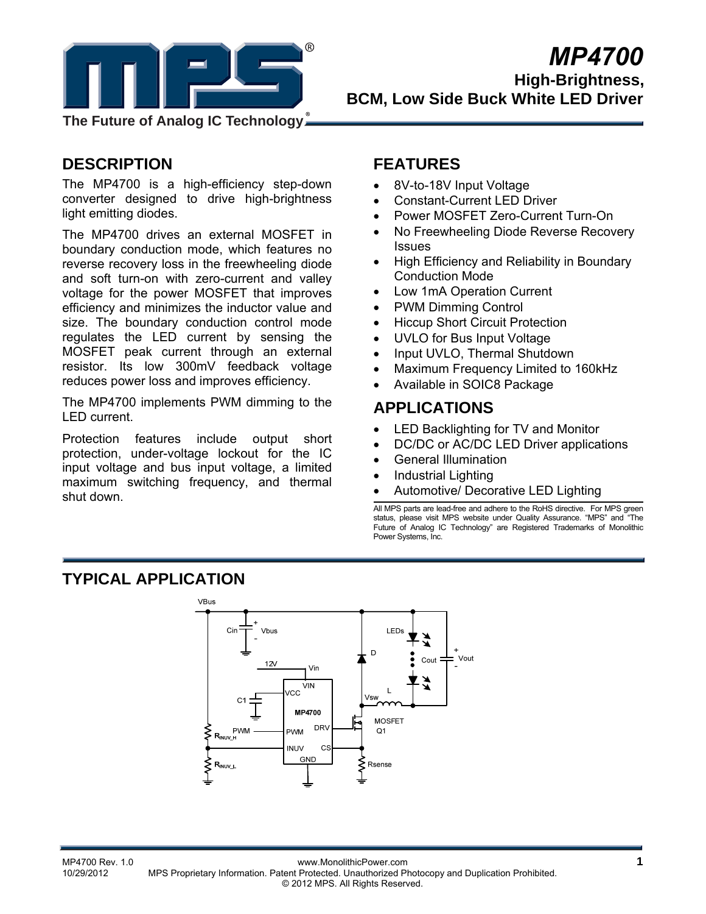# MP4700

## High-Brightness, BCM, Low Side Buck White LED Driver

The Future of Analog IC Technology®

## DESCRIPTION

The MP4700 is a high-efficiency step-down converter designed to drive high-brightness light emitting diodes.

The MP4700 drives an external MOSFET in boundary conduction mode, which features no reverse recovery loss in the freewheeling diode and soft turn-on with zero-current and valley voltage for the power MOSFET that improves efficiency and minimizes the inductor value and size. The boundary conduction control mode regulates the LED current by sensing the MOSFET peak current through an external resistor. Its low 300mV feedback voltage reduces power loss and improves efficiency.

The MP4700 implements PWM dimming to the LED current.

Protection features include output short protection, under-voltage lockout for the IC input voltage and bus input voltage, a limited maximum switching frequency, and thermal shut down.

## FEATURES

- 8V-to-18V Input Voltage
- Constant-Current LED Driver
- Power MOSFET Zero-Current Turn-On
- No Freewheeling Diode Reverse Recovery Issues
- High Efficiency and Reliability in Boundary Conduction Mode
- Low 1mA Operation Current
- PWM Dimming Control
- Hiccup Short Circuit Protection
- UVLO for Bus Input Voltage
- Input UVLO, Thermal Shutdown
- Maximum Frequency Limited to 160kHz
- Available in SOIC8 Package

## APPLICATIONS

- LED Backlighting for TV and Monitor
- DC/DC or AC/DC LED Driver applications
- General Illumination
- Industrial Lighting
- Automotive/ Decorative LED Lighting

All MPS parts are lead-free and adhere to the RoHS directive. For MPS green status, please visit MPS website under Quality Assurance. "MPS" and "The Future of Analog IC Technology" are Registered Trademarks of Monolithic Power Systems, Inc.

## TYPICAL APPLICATION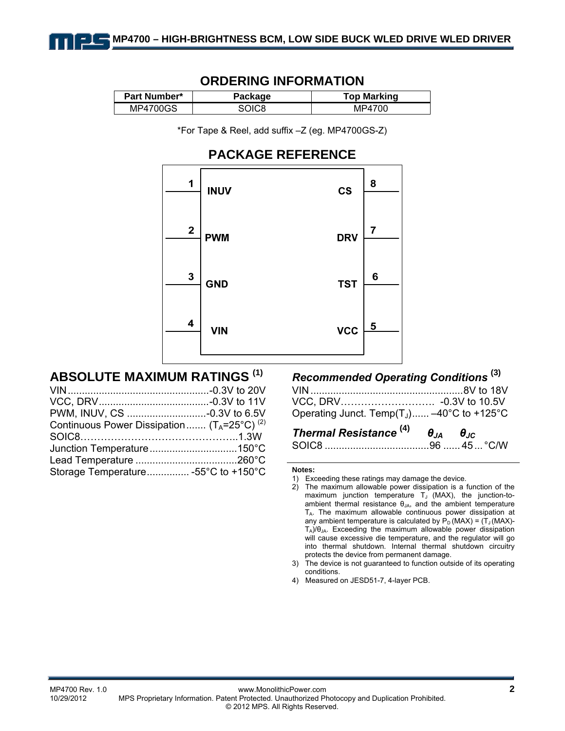## ORDERING INFORMATION

| Part Number* | Package | Top Marking |
|---|---|---|
| MP4700GS | SOIC8 | MP4700 |

*For Tape & Reel, add suffix –Z (eg. MP4700GS-Z)

## PACKAGE REFERENCE

| Pin | Name | | Name | Pin |
|---|---|---|---|---|
| 1 | INUV | | CS | 8 |
| 2 | PWM | | DRV | 7 |
| 3 | GND | | TST | 6 |
| 4 | VIN | | VCC | 5 |

## ABSOLUTE MAXIMUM RATINGS [1]

VIN .................................................-0.3V to 20V
VCC, DRV.......................................-0.3V to 11V
PWM, INUV, CS ............................-0.3V to 6.5V
Continuous Power Dissipation ....... ($T_A$=25°C) [2]
SOIC8……………………………………..1.3W
Junction Temperature...............................150°C
Lead Temperature ....................................260°C
Storage Temperature............... -55°C to +150°C

### *Recommended Operating Conditions* [3]

VIN ......................................................8V to 18V
VCC, DRV………………………. -0.3V to 10.5V
Operating Junct. Temp($T_J$)...... –40°C to +125°C

### *Thermal Resistance* [4] $\theta_{JA}$ $\theta_{JC}$

SOIC8 .....................................96 ...... 45 ... °C/W

**Notes:**

1) Exceeding these ratings may damage the device.
2) The maximum allowable power dissipation is a function of the maximum junction temperature $T_J$ (MAX), the junction-to-ambient thermal resistance $\theta_{JA}$, and the ambient temperature $T_A$. The maximum allowable continuous power dissipation at any ambient temperature is calculated by $P_D$ (MAX) = ($T_J$ (MAX)-$T_A$)/$\theta_{JA}$. Exceeding the maximum allowable power dissipation will cause excessive die temperature, and the regulator will go into thermal shutdown. Internal thermal shutdown circuitry protects the device from permanent damage.
3) The device is not guaranteed to function outside of its operating conditions.
4) Measured on JESD51-7, 4-layer PCB.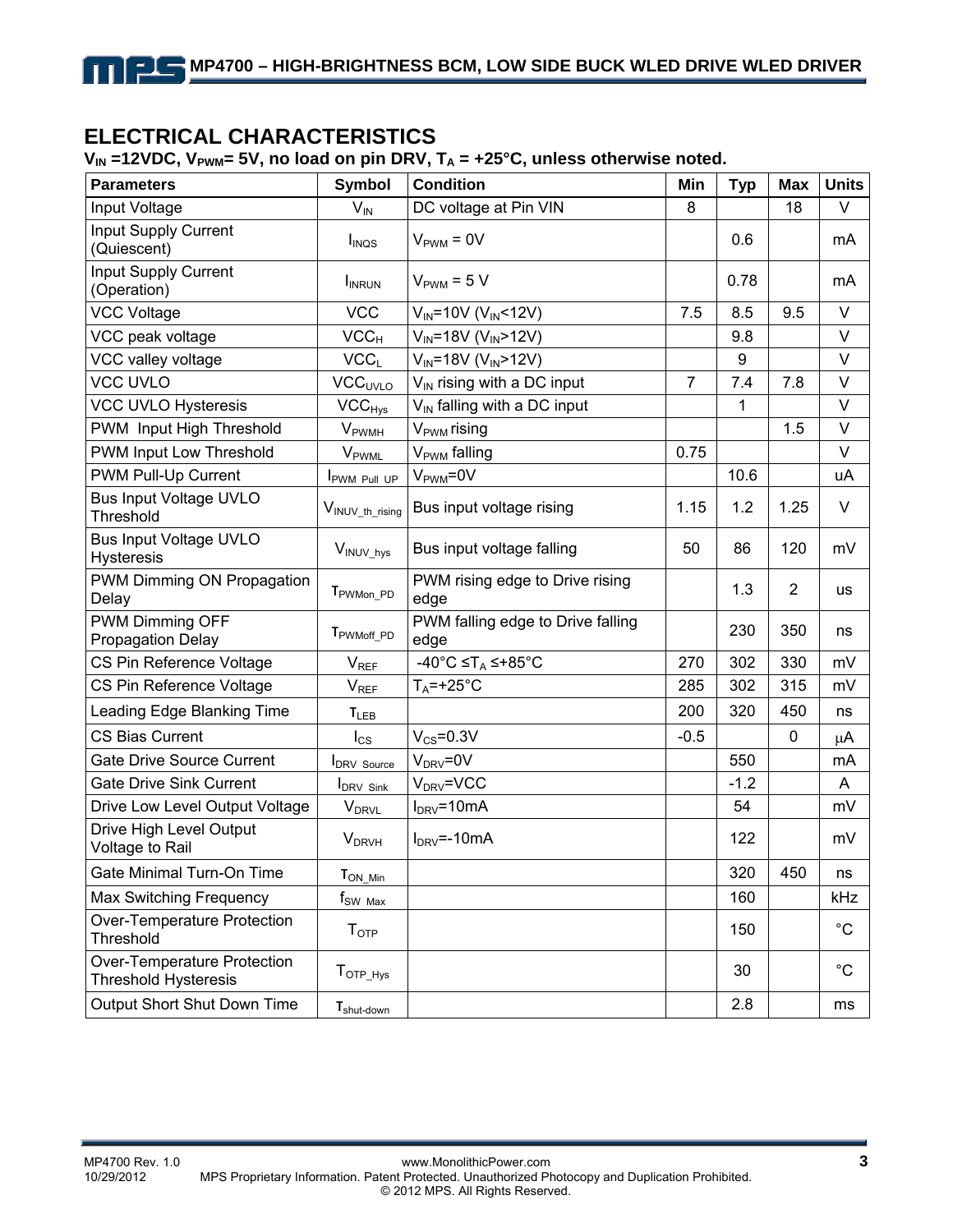## ELECTRICAL CHARACTERISTICS

**$V_{IN}$ =12VDC, $V_{PWM}$= 5V, no load on pin DRV, $T_A$ = +25°C, unless otherwise noted.**

| Parameters | Symbol | Condition | Min | Typ | Max | Units |
|---|---|---|---|---|---|---|
| Input Voltage | $V_{IN}$ | DC voltage at Pin VIN | 8 | | 18 | V |
| Input Supply Current (Quiescent) | $I_{INQS}$ | $V_{PWM}$ = 0V | | 0.6 | | mA |
| Input Supply Current (Operation) | $I_{INRUN}$ | $V_{PWM}$ = 5 V | | 0.78 | | mA |
| VCC Voltage | VCC | $V_{IN}$=10V ($V_{IN}$<12V) | 7.5 | 8.5 | 9.5 | V |
| VCC peak voltage | $VCC_H$ | $V_{IN}$=18V ($V_{IN}$>12V) | | 9.8 | | V |
| VCC valley voltage | $VCC_L$ | $V_{IN}$=18V ($V_{IN}$>12V) | | 9 | | V |
| VCC UVLO | $VCC_{UVLO}$ | $V_{IN}$ rising with a DC input | 7 | 7.4 | 7.8 | V |
| VCC UVLO Hysteresis | $VCC_{Hys}$ | $V_{IN}$ falling with a DC input | | 1 | | V |
| PWM Input High Threshold | $V_{PWMH}$ | $V_{PWM}$ rising | | | 1.5 | V |
| PWM Input Low Threshold | $V_{PWML}$ | $V_{PWM}$ falling | 0.75 | | | V |
| PWM Pull-Up Current | $I_{PWM\_Pull\_UP}$ | $V_{PWM}$=0V | | 10.6 | | uA |
| Bus Input Voltage UVLO Threshold | $V_{INUV\_th\_rising}$ | Bus input voltage rising | 1.15 | 1.2 | 1.25 | V |
| Bus Input Voltage UVLO Hysteresis | $V_{INUV\_hys}$ | Bus input voltage falling | 50 | 86 | 120 | mV |
| PWM Dimming ON Propagation Delay | $\tau_{PWMon\_PD}$ | PWM rising edge to Drive rising edge | | 1.3 | 2 | us |
| PWM Dimming OFF Propagation Delay | $\tau_{PWMoff\_PD}$ | PWM falling edge to Drive falling edge | | 230 | 350 | ns |
| CS Pin Reference Voltage | $V_{REF}$ | -40°C ≤$T_A$ ≤+85°C | 270 | 302 | 330 | mV |
| CS Pin Reference Voltage | $V_{REF}$ | $T_A$=+25°C | 285 | 302 | 315 | mV |
| Leading Edge Blanking Time | $\tau_{LEB}$ | | 200 | 320 | 450 | ns |
| CS Bias Current | $I_{CS}$ | $V_{CS}$=0.3V | -0.5 | | 0 | μA |
| Gate Drive Source Current | $I_{DRV\_Source}$ | $V_{DRV}$=0V | | 550 | | mA |
| Gate Drive Sink Current | $I_{DRV\_Sink}$ | $V_{DRV}$=VCC | | -1.2 | | A |
| Drive Low Level Output Voltage | $V_{DRVL}$ | $I_{DRV}$=10mA | | 54 | | mV |
| Drive High Level Output Voltage to Rail | $V_{DRVH}$ | $I_{DRV}$=-10mA | | 122 | | mV |
| Gate Minimal Turn-On Time | $\tau_{ON\_Min}$ | | | 320 | 450 | ns |
| Max Switching Frequency | $f_{SW\_Max}$ | | | 160 | | kHz |
| Over-Temperature Protection Threshold | $T_{OTP}$ | | | 150 | | °C |
| Over-Temperature Protection Threshold Hysteresis | $T_{OTP\_Hys}$ | | | 30 | | °C |
| Output Short Shut Down Time | $\tau_{shut\text{-}down}$ | | | 2.8 | | ms |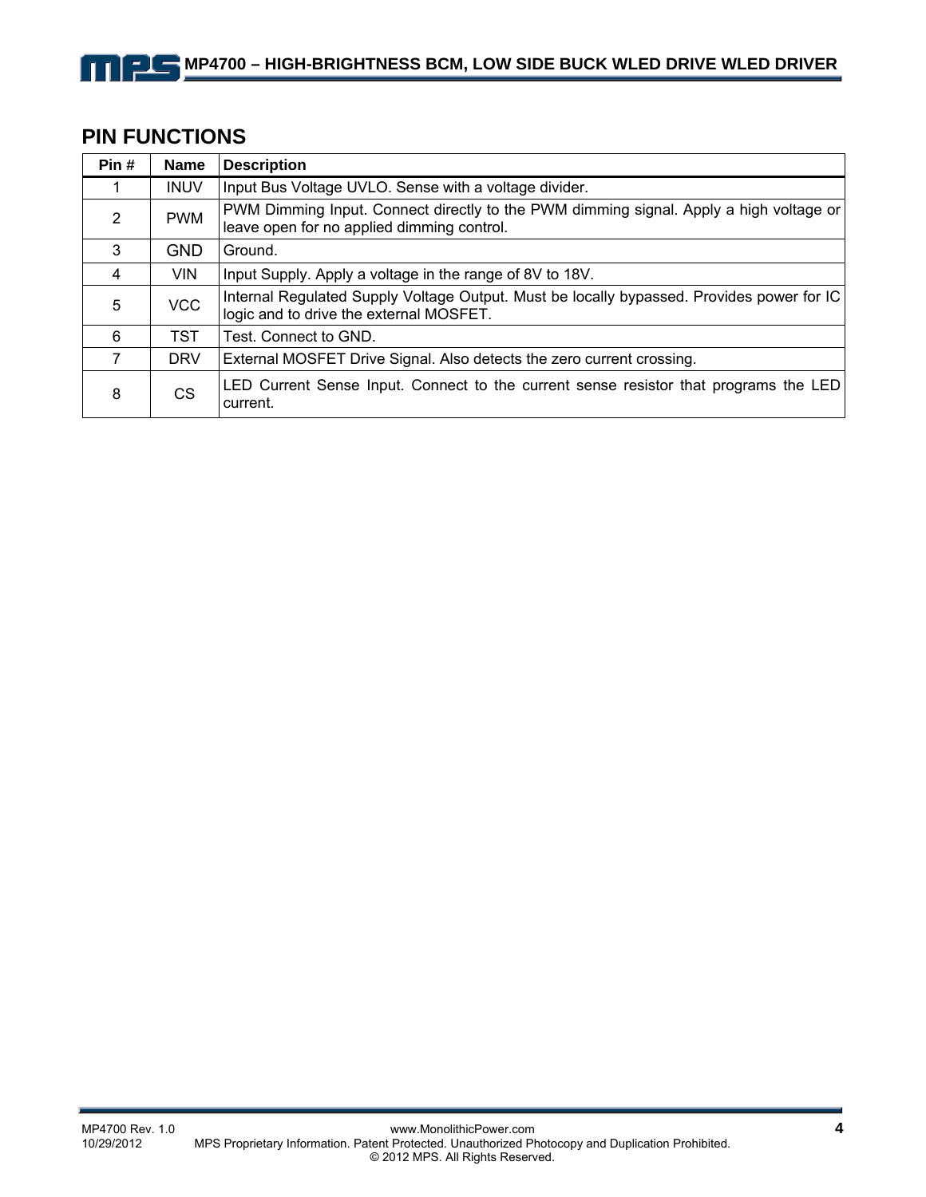## PIN FUNCTIONS

| Pin # | Name | Description |
|---|---|---|
| 1 | INUV | Input Bus Voltage UVLO. Sense with a voltage divider. |
| 2 | PWM | PWM Dimming Input. Connect directly to the PWM dimming signal. Apply a high voltage or leave open for no applied dimming control. |
| 3 | GND | Ground. |
| 4 | VIN | Input Supply. Apply a voltage in the range of 8V to 18V. |
| 5 | VCC | Internal Regulated Supply Voltage Output. Must be locally bypassed. Provides power for IC logic and to drive the external MOSFET. |
| 6 | TST | Test. Connect to GND. |
| 7 | DRV | External MOSFET Drive Signal. Also detects the zero current crossing. |
| 8 | CS | LED Current Sense Input. Connect to the current sense resistor that programs the LED current. |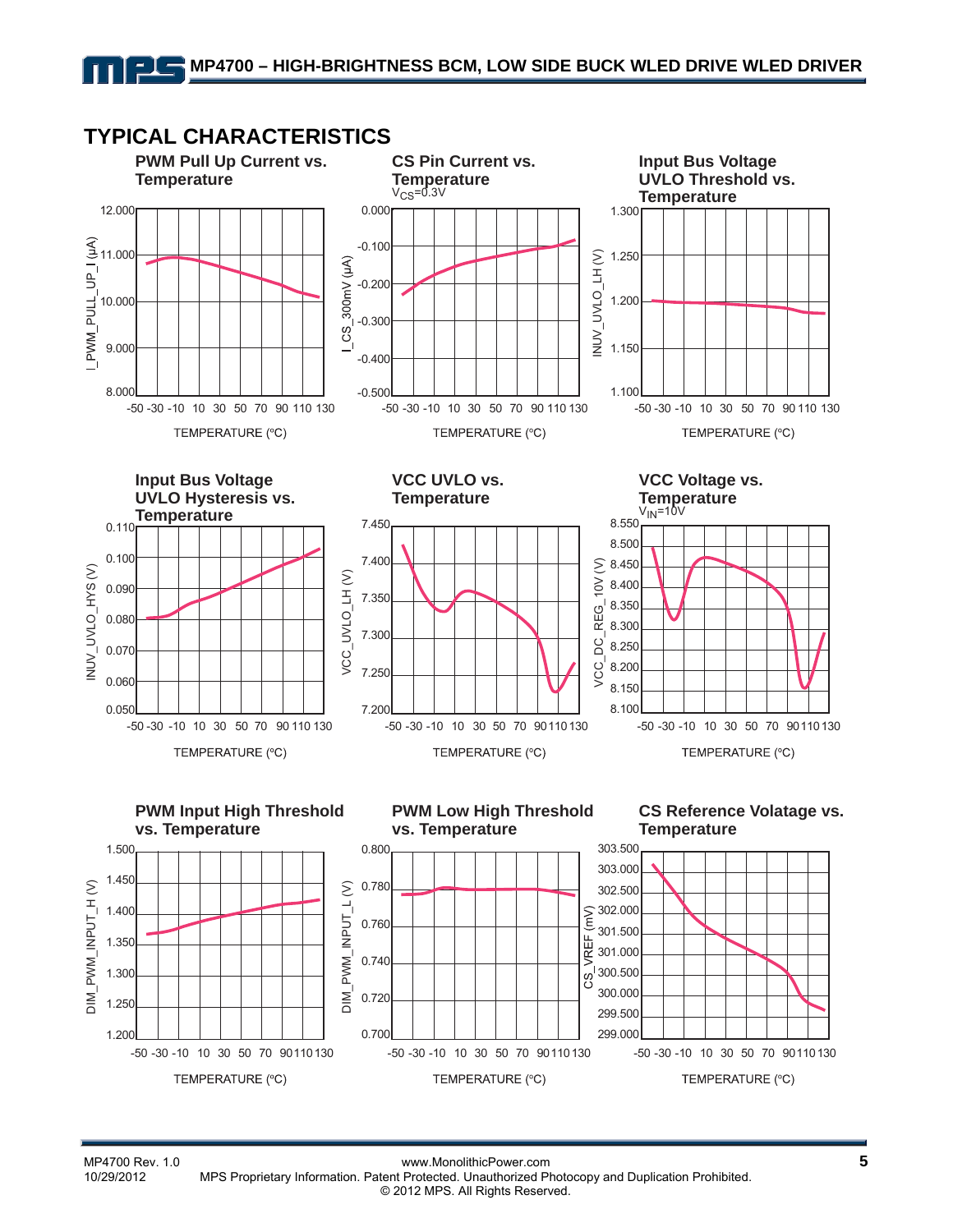## TYPICAL CHARACTERISTICS

**PWM Pull Up Current vs. Temperature**

I_PWM_PULL_UP_I (µA)

TEMPERATURE (°C)

**CS Pin Current vs. Temperature**

$V_{CS}$=0.3V

I_CS_300mV (µA)

TEMPERATURE (°C)

**Input Bus Voltage UVLO Threshold vs. Temperature**

INUV_UVLO_LH (V)

TEMPERATURE (°C)

**Input Bus Voltage UVLO Hysteresis vs. Temperature**

INUV_UVLO_HYS (V)

TEMPERATURE (°C)

**VCC UVLO vs. Temperature**

VCC_UVLO_LH (V)

TEMPERATURE (°C)

**VCC Voltage vs. Temperature**

$V_{IN}$=10V

VCC_DC_REG_10V (V)

TEMPERATURE (°C)

**PWM Input High Threshold vs. Temperature**

DIM_PWM_INPUT_H (V)

TEMPERATURE (°C)

**PWM Low High Threshold vs. Temperature**

DIM_PWM_INPUT_L (V)

TEMPERATURE (°C)

**CS Reference Volatage vs. Temperature**

CS_VREF (mV)

TEMPERATURE (°C)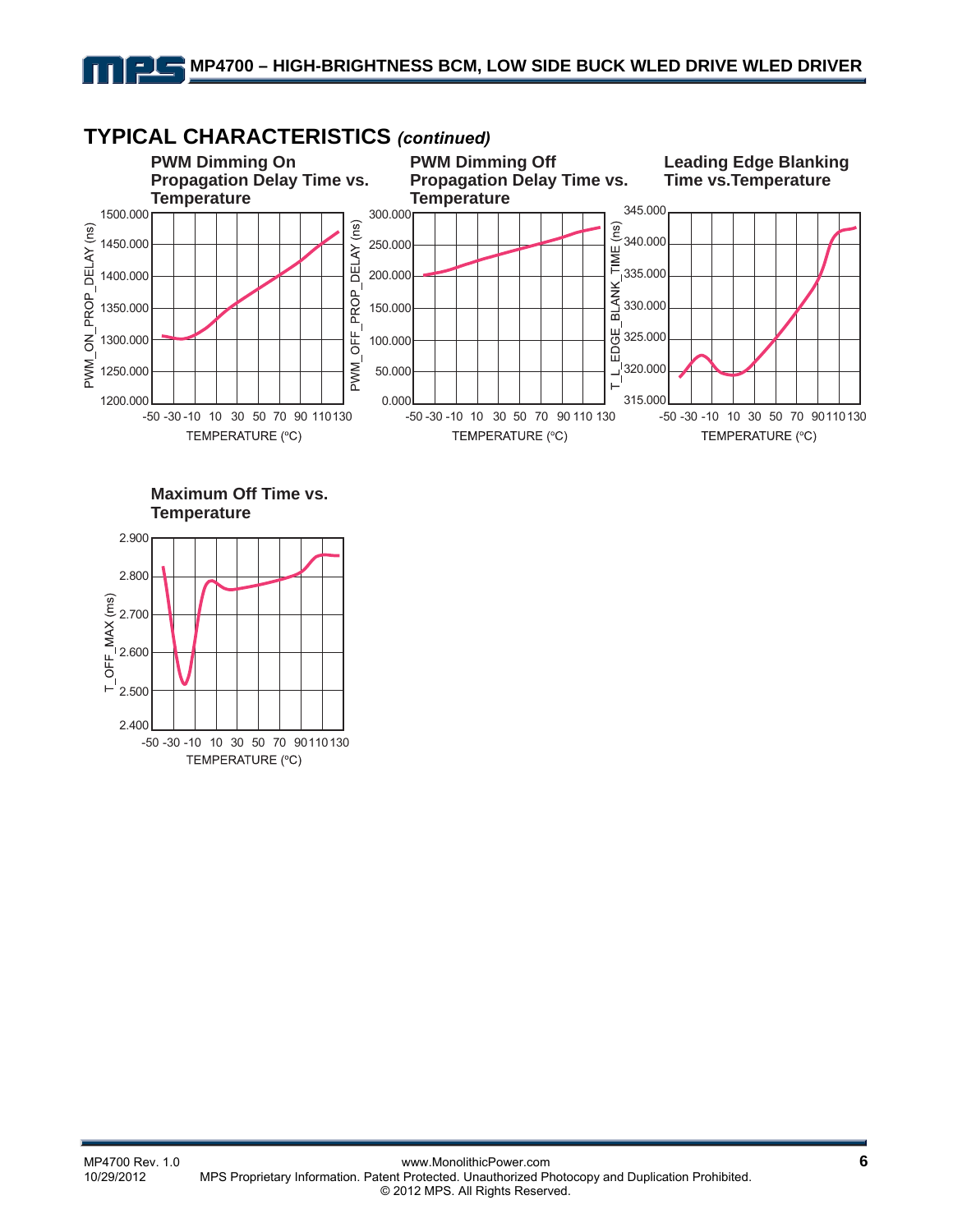## TYPICAL CHARACTERISTICS *(continued)*

**PWM Dimming On Propagation Delay Time vs. Temperature**

PWM_ON_PROP_DELAY (ns)

1500.000
1450.000
1400.000
1350.000
1300.000
1250.000
1200.000

-50 -30 -10 10 30 50 70 90 110 130

TEMPERATURE (°C)

**PWM Dimming Off Propagation Delay Time vs. Temperature**

PWM_OFF_PROP_DELAY (ns)

300.000
250.000
200.000
150.000
100.000
50.000
0.000

-50 -30 -10 10 30 50 70 90 110 130

TEMPERATURE (°C)

**Leading Edge Blanking Time vs.Temperature**

T_L_EDGE_BLANK_TIME (ns)

345.000
340.000
335.000
330.000
325.000
320.000
315.000

-50 -30 -10 10 30 50 70 90 110 130

TEMPERATURE (°C)

**Maximum Off Time vs. Temperature**

T_OFF_MAX (ms)

2.900
2.800
2.700
2.600
2.500
2.400

-50 -30 -10 10 30 50 70 90 110 130

TEMPERATURE (°C)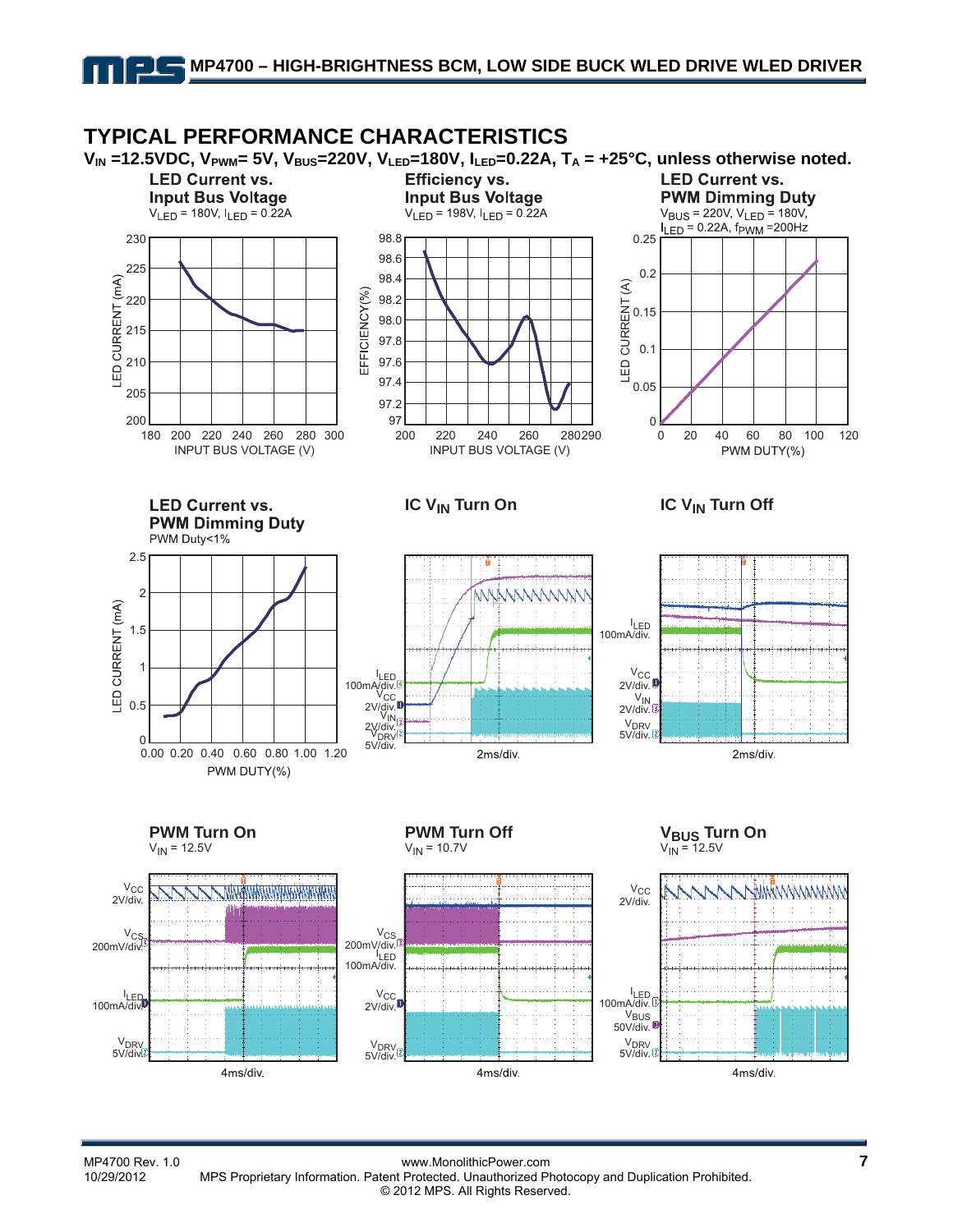## TYPICAL PERFORMANCE CHARACTERISTICS

**$V_{IN}$ =12.5VDC, $V_{PWM}$= 5V, $V_{BUS}$=220V, $V_{LED}$=180V, $I_{LED}$=0.22A, $T_A$ = +25°C, unless otherwise noted.**

**LED Current vs. Input Bus Voltage**
$V_{LED}$ = 180V, $I_{LED}$ = 0.22A

**Efficiency vs. Input Bus Voltage**
$V_{LED}$ = 198V, $I_{LED}$ = 0.22A

**LED Current vs. PWM Dimming Duty**
$V_{BUS}$ = 220V, $V_{LED}$ = 180V, $I_{LED}$ = 0.22A, $f_{PWM}$ =200Hz

**LED Current vs. PWM Dimming Duty**
PWM Duty<1%

**IC $V_{IN}$ Turn On**

**IC $V_{IN}$ Turn Off**

**PWM Turn On**
$V_{IN}$ = 12.5V

**PWM Turn Off**
$V_{IN}$ = 10.7V

**$V_{BUS}$ Turn On**
$V_{IN}$ = 12.5V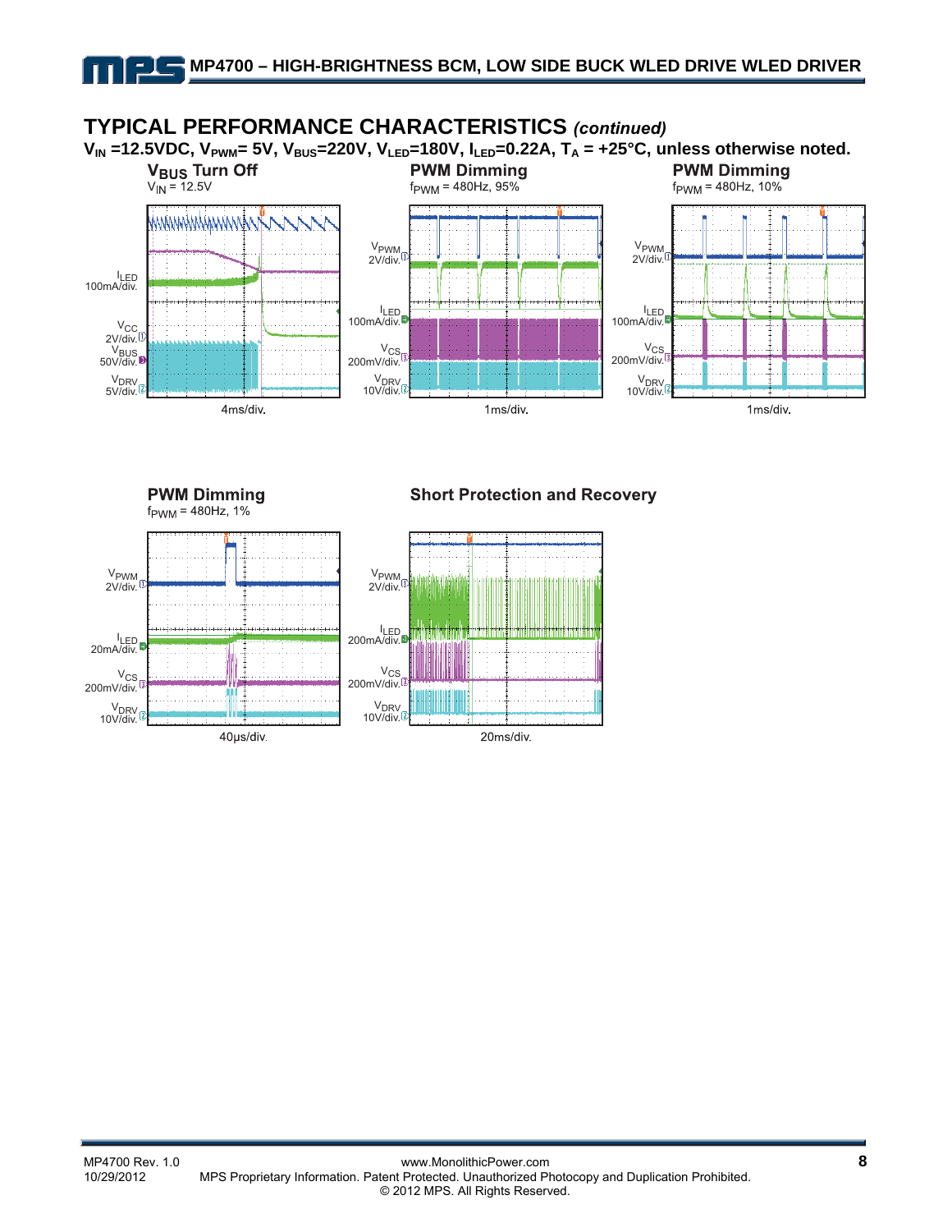## TYPICAL PERFORMANCE CHARACTERISTICS *(continued)*

**$V_{IN}$ =12.5VDC, $V_{PWM}$= 5V, $V_{BUS}$=220V, $V_{LED}$=180V, $I_{LED}$=0.22A, $T_A$ = +25°C, unless otherwise noted.**

**$V_{BUS}$ Turn Off**
$V_{IN}$ = 12.5V

$I_{LED}$ 100mA/div.
$V_{CC}$ 2V/div.
$V_{BUS}$ 50V/div.
$V_{DRV}$ 5V/div.
4ms/div.

**PWM Dimming**
$f_{PWM}$ = 480Hz, 95%

$V_{PWM}$ 2V/div.
$I_{LED}$ 100mA/div.
$V_{CS}$ 200mV/div.
$V_{DRV}$ 10V/div.
1ms/div.

**PWM Dimming**
$f_{PWM}$ = 480Hz, 10%

$V_{PWM}$ 2V/div.
$I_{LED}$ 100mA/div.
$V_{CS}$ 200mV/div.
$V_{DRV}$ 10V/div.
1ms/div.

**PWM Dimming**
$f_{PWM}$ = 480Hz, 1%

$V_{PWM}$ 2V/div.
$I_{LED}$ 20mA/div.
$V_{CS}$ 200mV/div.
$V_{DRV}$ 10V/div.
40μs/div.

**Short Protection and Recovery**

$V_{PWM}$ 2V/div.
$I_{LED}$ 200mA/div.
$V_{CS}$ 200mV/div.
$V_{DRV}$ 10V/div.
20ms/div.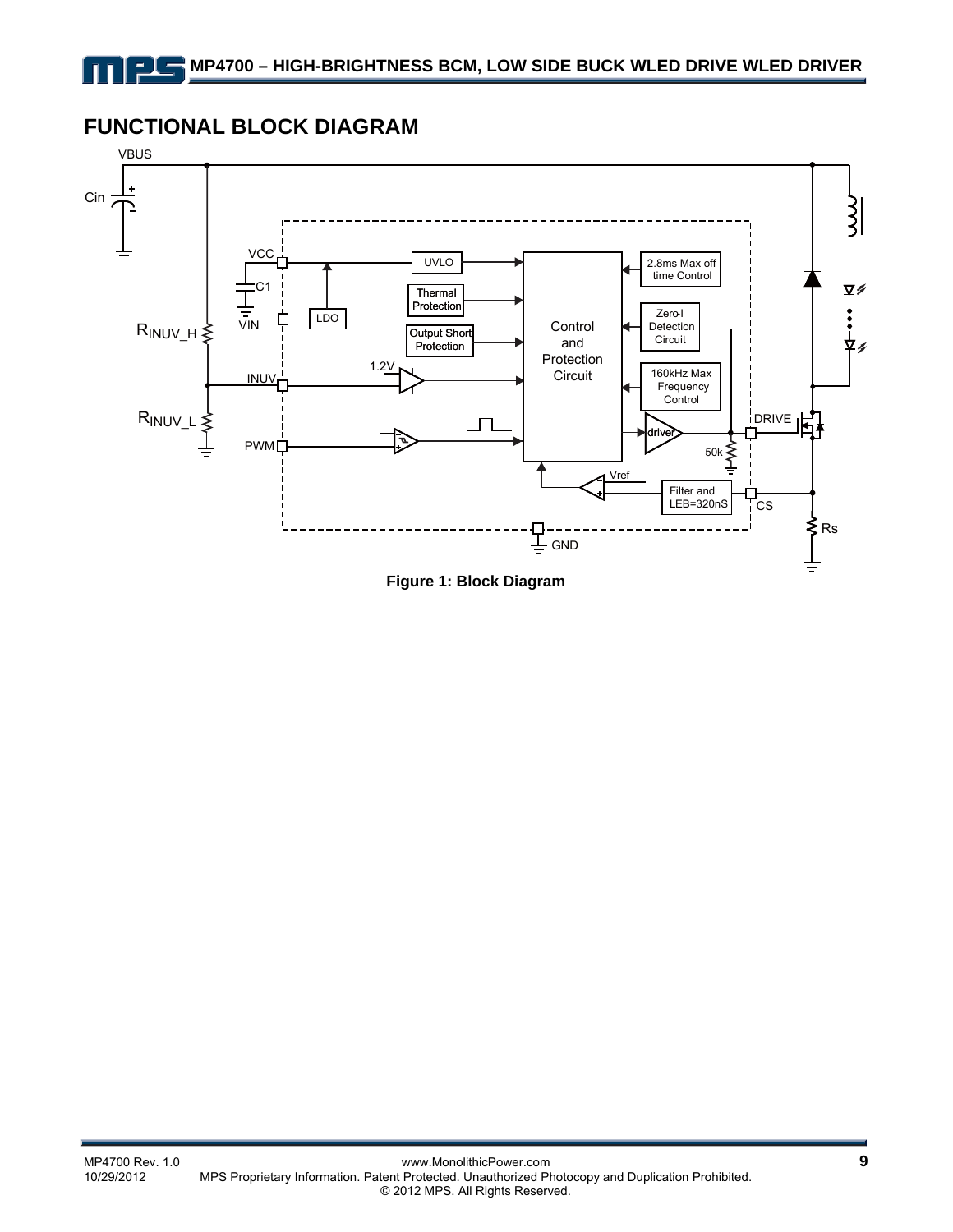## FUNCTIONAL BLOCK DIAGRAM

**Figure 1: Block Diagram**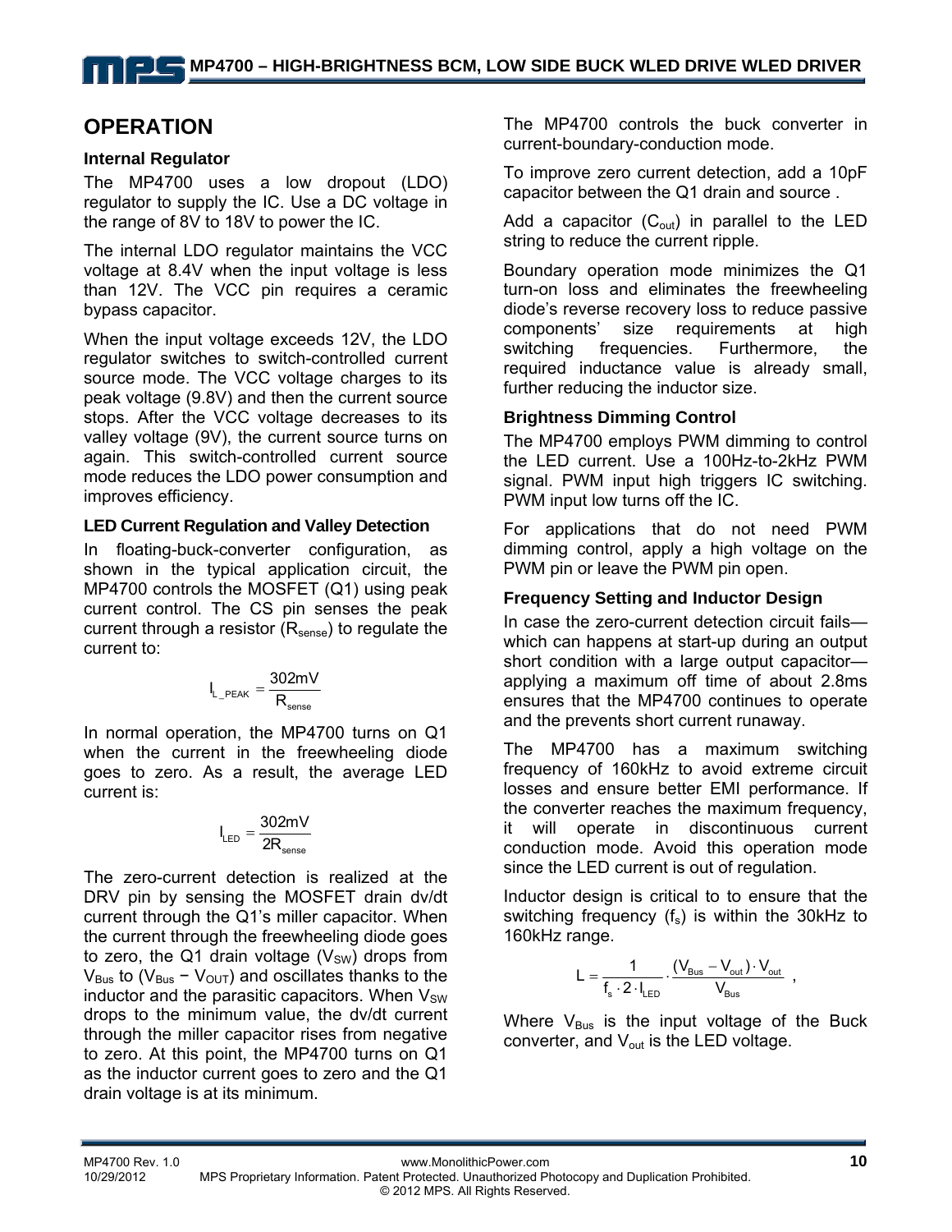## OPERATION

### Internal Regulator

The MP4700 uses a low dropout (LDO) regulator to supply the IC. Use a DC voltage in the range of 8V to 18V to power the IC.

The internal LDO regulator maintains the VCC voltage at 8.4V when the input voltage is less than 12V. The VCC pin requires a ceramic bypass capacitor.

When the input voltage exceeds 12V, the LDO regulator switches to switch-controlled current source mode. The VCC voltage charges to its peak voltage (9.8V) and then the current source stops. After the VCC voltage decreases to its valley voltage (9V), the current source turns on again. This switch-controlled current source mode reduces the LDO power consumption and improves efficiency.

### LED Current Regulation and Valley Detection

In floating-buck-converter configuration, as shown in the typical application circuit, the MP4700 controls the MOSFET (Q1) using peak current control. The CS pin senses the peak current through a resistor ($R_{sense}$) to regulate the current to:

$$I_{L\_PEAK} = \frac{302mV}{R_{sense}}$$

In normal operation, the MP4700 turns on Q1 when the current in the freewheeling diode goes to zero. As a result, the average LED current is:

$$I_{LED} = \frac{302mV}{2R_{sense}}$$

The zero-current detection is realized at the DRV pin by sensing the MOSFET drain dv/dt current through the Q1's miller capacitor. When the current through the freewheeling diode goes to zero, the Q1 drain voltage ($V_{SW}$) drops from $V_{Bus}$ to ($V_{Bus} - V_{OUT}$) and oscillates thanks to the inductor and the parasitic capacitors. When $V_{SW}$ drops to the minimum value, the dv/dt current through the miller capacitor rises from negative to zero. At this point, the MP4700 turns on Q1 as the inductor current goes to zero and the Q1 drain voltage is at its minimum.

The MP4700 controls the buck converter in current-boundary-conduction mode.

To improve zero current detection, add a 10pF capacitor between the Q1 drain and source .

Add a capacitor ($C_{out}$) in parallel to the LED string to reduce the current ripple.

Boundary operation mode minimizes the Q1 turn-on loss and eliminates the freewheeling diode's reverse recovery loss to reduce passive components' size requirements at high switching frequencies. Furthermore, the required inductance value is already small, further reducing the inductor size.

### Brightness Dimming Control

The MP4700 employs PWM dimming to control the LED current. Use a 100Hz-to-2kHz PWM signal. PWM input high triggers IC switching. PWM input low turns off the IC.

For applications that do not need PWM dimming control, apply a high voltage on the PWM pin or leave the PWM pin open.

### Frequency Setting and Inductor Design

In case the zero-current detection circuit fails—which can happens at start-up during an output short condition with a large output capacitor—applying a maximum off time of about 2.8ms ensures that the MP4700 continues to operate and the prevents short current runaway.

The MP4700 has a maximum switching frequency of 160kHz to avoid extreme circuit losses and ensure better EMI performance. If the converter reaches the maximum frequency, it will operate in discontinuous current conduction mode. Avoid this operation mode since the LED current is out of regulation.

Inductor design is critical to to ensure that the switching frequency ($f_s$) is within the 30kHz to 160kHz range.

$$L = \frac{1}{f_s \cdot 2 \cdot I_{LED}} \cdot \frac{(V_{Bus} - V_{out}) \cdot V_{out}}{V_{Bus}},$$

Where $V_{Bus}$ is the input voltage of the Buck converter, and $V_{out}$ is the LED voltage.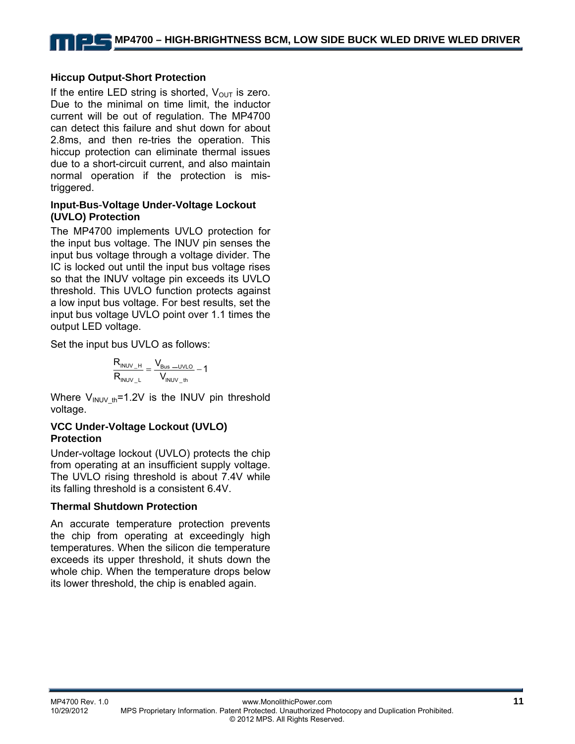### Hiccup Output-Short Protection

If the entire LED string is shorted, $V_{OUT}$ is zero. Due to the minimal on time limit, the inductor current will be out of regulation. The MP4700 can detect this failure and shut down for about 2.8ms, and then re-tries the operation. This hiccup protection can eliminate thermal issues due to a short-circuit current, and also maintain normal operation if the protection is mis-triggered.

### Input-Bus-Voltage Under-Voltage Lockout (UVLO) Protection

The MP4700 implements UVLO protection for the input bus voltage. The INUV pin senses the input bus voltage through a voltage divider. The IC is locked out until the input bus voltage rises so that the INUV voltage pin exceeds its UVLO threshold. This UVLO function protects against a low input bus voltage. For best results, set the input bus voltage UVLO point over 1.1 times the output LED voltage.

Set the input bus UVLO as follows:

$$\frac{R_{INUV\_H}}{R_{INUV\_L}} = \frac{V_{Bus-UVLO}}{V_{INUV\_th}} - 1$$

Where $V_{INUV\_th}$=1.2V is the INUV pin threshold voltage.

### VCC Under-Voltage Lockout (UVLO) Protection

Under-voltage lockout (UVLO) protects the chip from operating at an insufficient supply voltage. The UVLO rising threshold is about 7.4V while its falling threshold is a consistent 6.4V.

### Thermal Shutdown Protection

An accurate temperature protection prevents the chip from operating at exceedingly high temperatures. When the silicon die temperature exceeds its upper threshold, it shuts down the whole chip. When the temperature drops below its lower threshold, the chip is enabled again.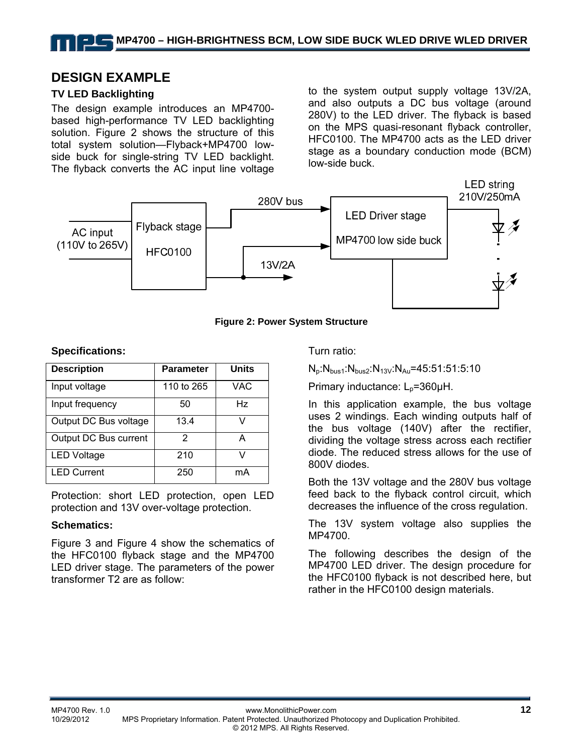## DESIGN EXAMPLE

### TV LED Backlighting

The design example introduces an MP4700-based high-performance TV LED backlighting solution. Figure 2 shows the structure of this total system solution—Flyback+MP4700 low-side buck for single-string TV LED backlight. The flyback converts the AC input line voltage to the system output supply voltage 13V/2A, and also outputs a DC bus voltage (around 280V) to the LED driver. The flyback is based on the MPS quasi-resonant flyback controller, HFC0100. The MP4700 acts as the LED driver stage as a boundary conduction mode (BCM) low-side buck.

**Figure 2: Power System Structure**

### Specifications:

| Description | Parameter | Units |
|---|---|---|
| Input voltage | 110 to 265 | VAC |
| Input frequency | 50 | Hz |
| Output DC Bus voltage | 13.4 | V |
| Output DC Bus current | 2 | A |
| LED Voltage | 210 | V |
| LED Current | 250 | mA |

Protection: short LED protection, open LED protection and 13V over-voltage protection.

### Schematics:

Figure 3 and Figure 4 show the schematics of the HFC0100 flyback stage and the MP4700 LED driver stage. The parameters of the power transformer T2 are as follow:

Turn ratio:

$N_p:N_{bus1}:N_{bus2}:N_{13V}:N_{Au}$=45:51:51:5:10

Primary inductance: $L_p$=360μH.

In this application example, the bus voltage uses 2 windings. Each winding outputs half of the bus voltage (140V) after the rectifier, dividing the voltage stress across each rectifier diode. The reduced stress allows for the use of 800V diodes.

Both the 13V voltage and the 280V bus voltage feed back to the flyback control circuit, which decreases the influence of the cross regulation.

The 13V system voltage also supplies the MP4700.

The following describes the design of the MP4700 LED driver. The design procedure for the HFC0100 flyback is not described here, but rather in the HFC0100 design materials.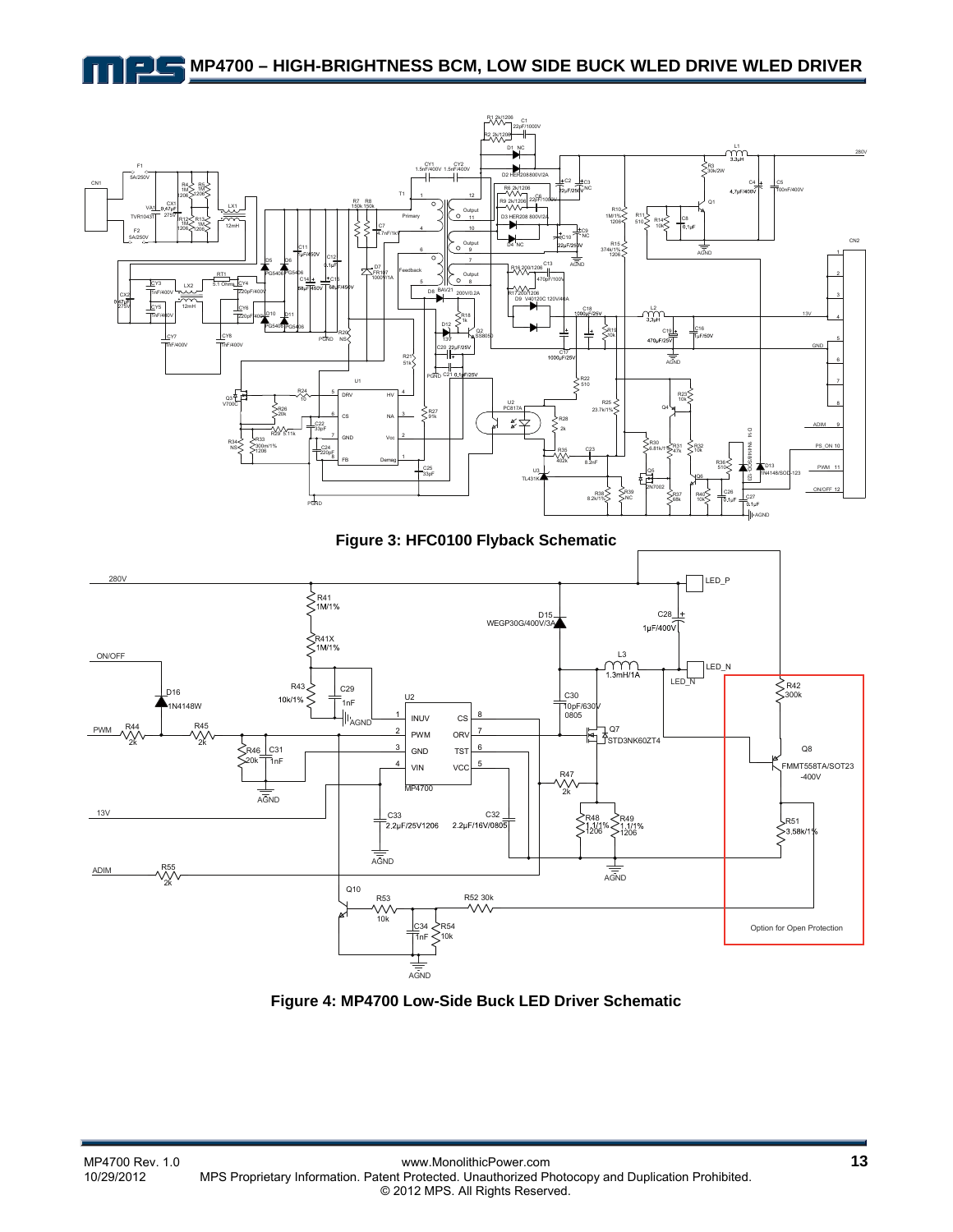**Figure 3: HFC0100 Flyback Schematic**

**Figure 4: MP4700 Low-Side Buck LED Driver Schematic**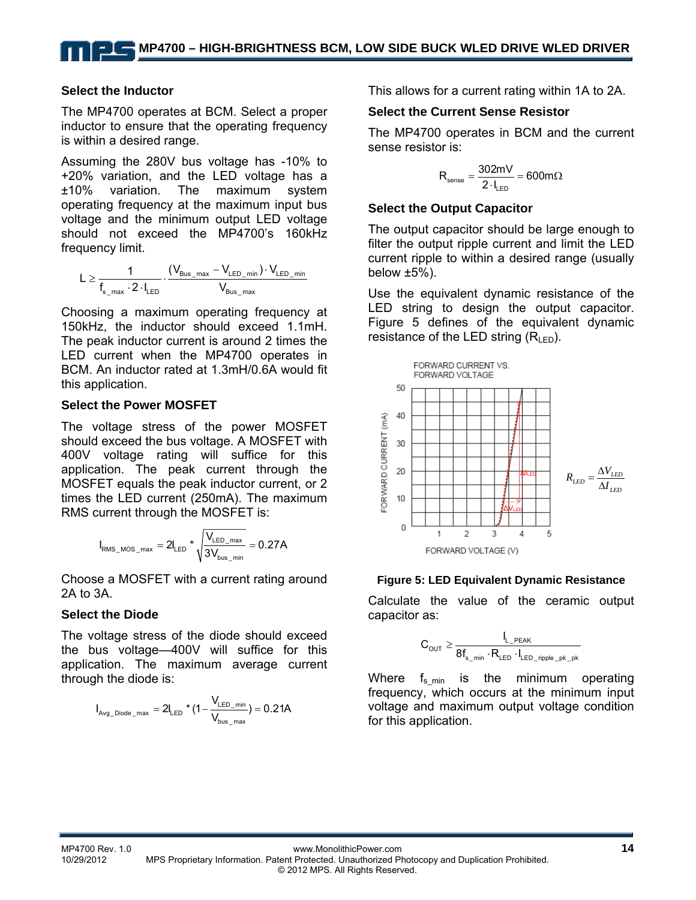### Select the Inductor

The MP4700 operates at BCM. Select a proper inductor to ensure that the operating frequency is within a desired range.

Assuming the 280V bus voltage has -10% to +20% variation, and the LED voltage has a ±10% variation. The maximum system operating frequency at the maximum input bus voltage and the minimum output LED voltage should not exceed the MP4700's 160kHz frequency limit.

$$L \geq \frac{1}{f_{s\_max} \cdot 2 \cdot I_{LED}} \cdot \frac{(V_{Bus\_max} - V_{LED\_min}) \cdot V_{LED\_min}}{V_{Bus\_max}}$$

Choosing a maximum operating frequency at 150kHz, the inductor should exceed 1.1mH. The peak inductor current is around 2 times the LED current when the MP4700 operates in BCM. An inductor rated at 1.3mH/0.6A would fit this application.

### Select the Power MOSFET

The voltage stress of the power MOSFET should exceed the bus voltage. A MOSFET with 400V voltage rating will suffice for this application. The peak current through the MOSFET equals the peak inductor current, or 2 times the LED current (250mA). The maximum RMS current through the MOSFET is:

$$I_{RMS\_MOS\_max} = 2I_{LED} * \sqrt{\frac{V_{LED\_max}}{3V_{bus\_min}}} = 0.27A$$

Choose a MOSFET with a current rating around 2A to 3A.

### Select the Diode

The voltage stress of the diode should exceed the bus voltage—400V will suffice for this application. The maximum average current through the diode is:

$$I_{Avg\_Diode\_max} = 2I_{LED} * (1 - \frac{V_{LED\_min}}{V_{bus\_max}}) = 0.21A$$

This allows for a current rating within 1A to 2A.

### Select the Current Sense Resistor

The MP4700 operates in BCM and the current sense resistor is:

$$R_{sense} = \frac{302mV}{2 \cdot I_{LED}} = 600m\Omega$$

### Select the Output Capacitor

The output capacitor should be large enough to filter the output ripple current and limit the LED current ripple to within a desired range (usually below ±5%).

Use the equivalent dynamic resistance of the LED string to design the output capacitor. Figure 5 defines of the equivalent dynamic resistance of the LED string ($R_{LED}$).

$$R_{LED} = \frac{\Delta V_{LED}}{\Delta I_{LED}}$$

**Figure 5: LED Equivalent Dynamic Resistance**

Calculate the value of the ceramic output capacitor as:

$$C_{OUT} \geq \frac{I_{L\_PEAK}}{8f_{s\_min} \cdot R_{LED} \cdot I_{LED\_ripple\_pk\_pk}}$$

Where $f_{s\_min}$ is the minimum operating frequency, which occurs at the minimum input voltage and maximum output voltage condition for this application.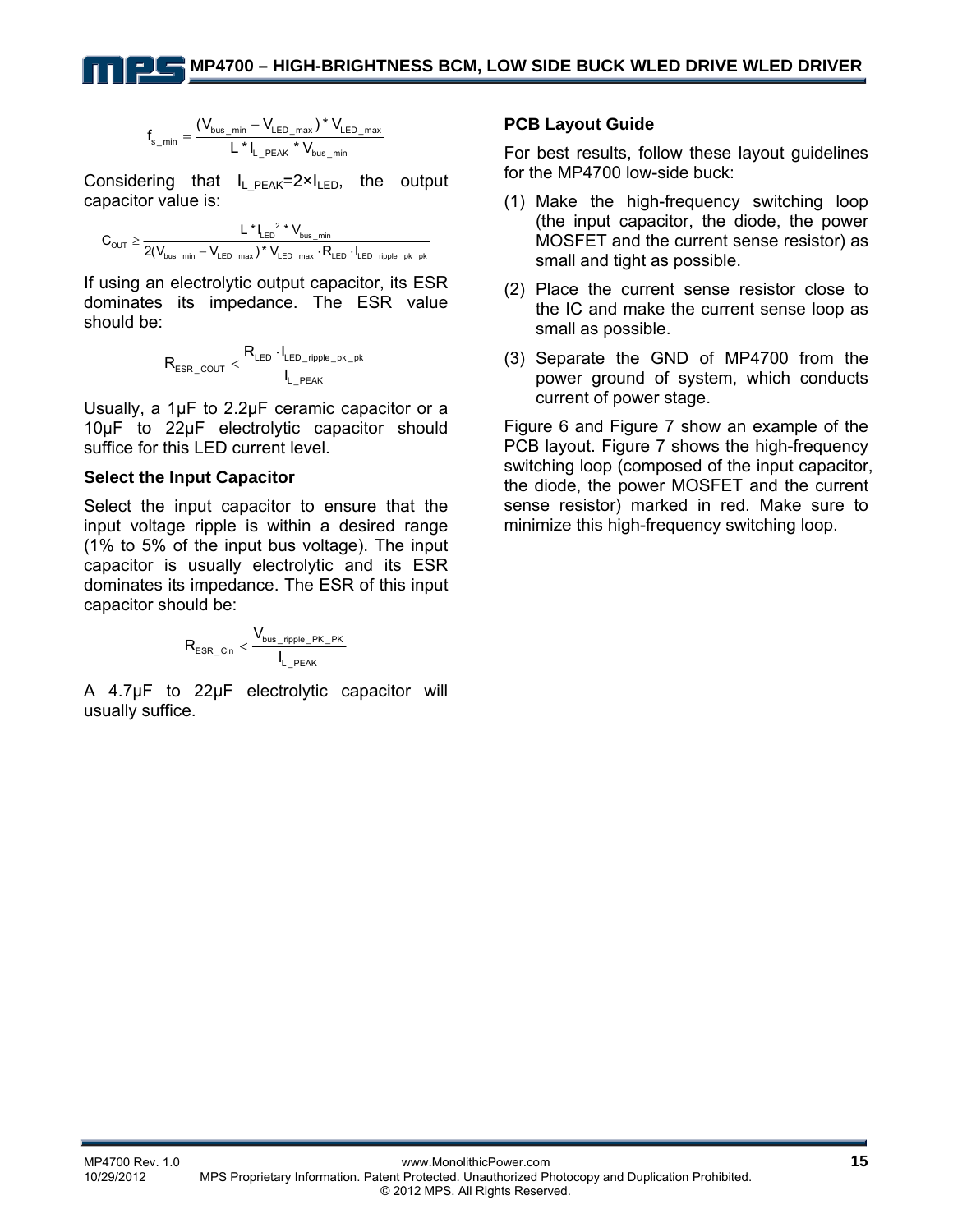$$f_{s\_min} = \frac{(V_{bus\_min} - V_{LED\_max}) * V_{LED\_max}}{L * I_{L\_PEAK} * V_{bus\_min}}$$

Considering that $I_{L\_PEAK}=2 \times I_{LED}$, the output capacitor value is:

$$C_{OUT} \geq \frac{L * I_{LED}^{2} * V_{bus\_min}}{2(V_{bus\_min} - V_{LED\_max}) * V_{LED\_max} \cdot R_{LED} \cdot I_{LED\_ripple\_pk\_pk}}$$

If using an electrolytic output capacitor, its ESR dominates its impedance. The ESR value should be:

$$R_{ESR\_COUT} < \frac{R_{LED} \cdot I_{LED\_ripple\_pk\_pk}}{I_{L\_PEAK}}$$

Usually, a 1µF to 2.2µF ceramic capacitor or a 10µF to 22µF electrolytic capacitor should suffice for this LED current level.

### Select the Input Capacitor

Select the input capacitor to ensure that the input voltage ripple is within a desired range (1% to 5% of the input bus voltage). The input capacitor is usually electrolytic and its ESR dominates its impedance. The ESR of this input capacitor should be:

$$R_{ESR\_Cin} < \frac{V_{bus\_ripple\_PK\_PK}}{I_{L\_PEAK}}$$

A 4.7µF to 22µF electrolytic capacitor will usually suffice.

### PCB Layout Guide

For best results, follow these layout guidelines for the MP4700 low-side buck:

(1) Make the high-frequency switching loop (the input capacitor, the diode, the power MOSFET and the current sense resistor) as small and tight as possible.

(2) Place the current sense resistor close to the IC and make the current sense loop as small as possible.

(3) Separate the GND of MP4700 from the power ground of system, which conducts current of power stage.

Figure 6 and Figure 7 show an example of the PCB layout. Figure 7 shows the high-frequency switching loop (composed of the input capacitor, the diode, the power MOSFET and the current sense resistor) marked in red. Make sure to minimize this high-frequency switching loop.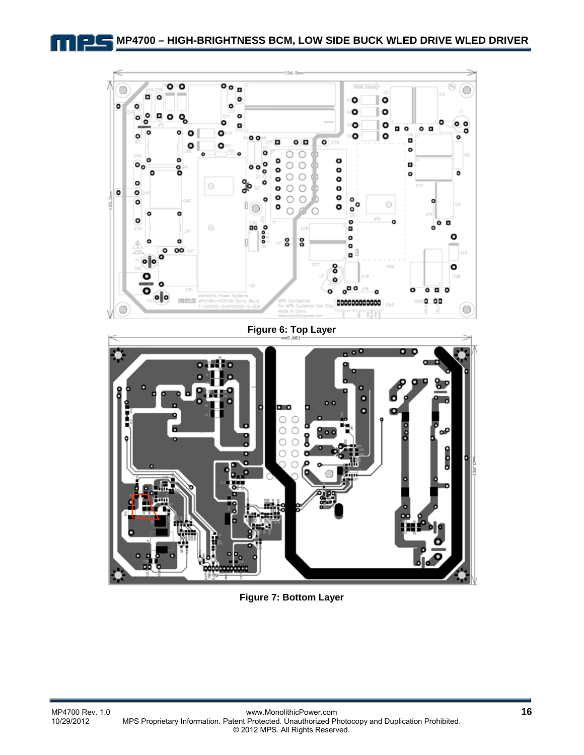Figure 6: Top Layer

Figure 7: Bottom Layer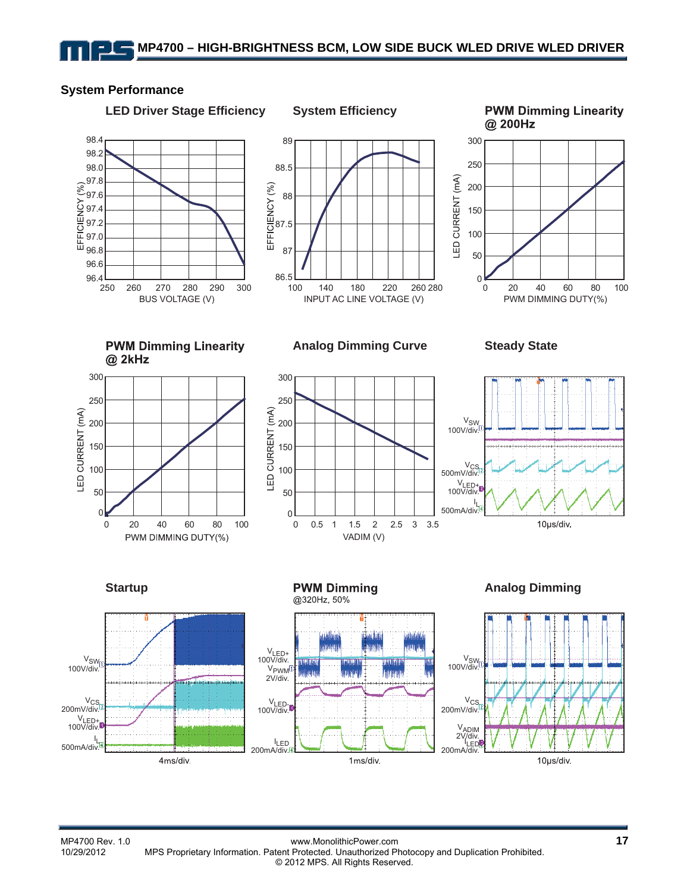## System Performance

**LED Driver Stage Efficiency**

EFFICIENCY (%)

98.4
98.2
98.0
97.8
97.6
97.4
97.2
97.0
96.8
96.6
96.4

250 260 270 280 290 300

BUS VOLTAGE (V)

**System Efficiency**

EFFICIENCY (%)

89
88.5
88
87.5
87
86.5

100 140 180 220 260 280

INPUT AC LINE VOLTAGE (V)

**PWM Dimming Linearity @ 200Hz**

LED CURRENT (mA)

300
250
200
150
100
50
0

0 20 40 60 80 100

PWM DIMMING DUTY(%)

**PWM Dimming Linearity @ 2kHz**

LED CURRENT (mA)

300
250
200
150
100
50
0

0 20 40 60 80 100

PWM DIMMING DUTY(%)

**Analog Dimming Curve**

LED CURRENT (mA)

300
250
200
150
100
50
0

0 0.5 1 1.5 2 2.5 3 3.5

VADIM (V)

**Steady State**

$V_{SW}$ 100V/div.

$V_{CS}$ 500mV/div.

$V_{LED+}$ 100V/div.

$I_L$ 500mA/div.

10µs/div.

**Startup**

$V_{SW}$ 100V/div.

$V_{CS}$ 200mV/div.

$V_{LED+}$ 100V/div.

$I_L$ 500mA/div.

4ms/div.

**PWM Dimming**
@320Hz, 50%

$V_{LED+}$ 100V/div.

$V_{PWM}$ 2V/div.

$V_{LED-}$ 100V/div.

$I_{LED}$ 200mA/div.

1ms/div.

**Analog Dimming**

$V_{SW}$ 100V/div.

$V_{CS}$ 200mV/div.

$V_{ADIM}$ 2V/div.

$I_{LED}$ 200mA/div.

10µs/div.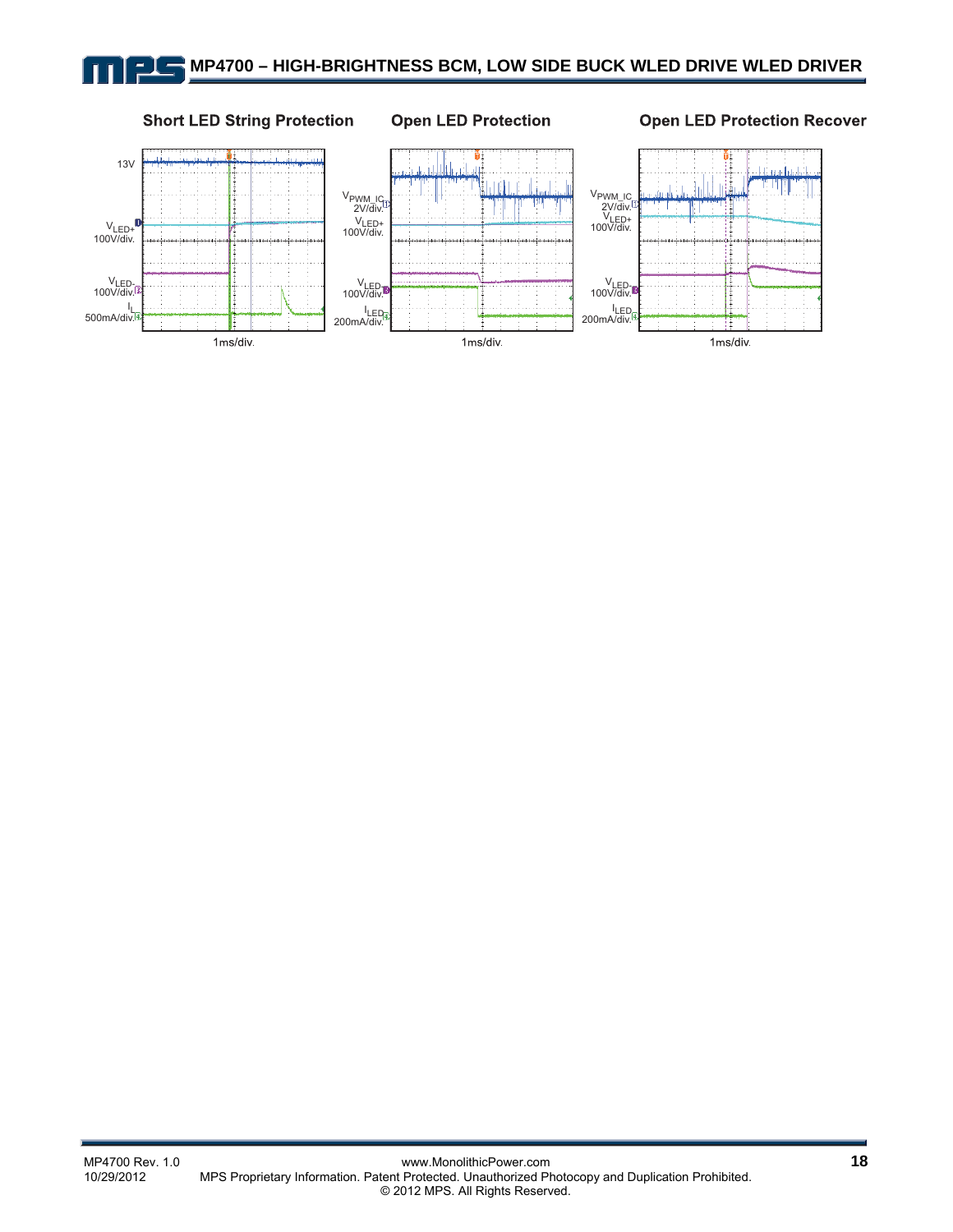**Short LED String Protection**

13V

$V_{LED+}$
100V/div.

$V_{LED-}$
100V/div.

$I_L$
500mA/div.

1ms/div.

**Open LED Protection**

$V_{PWM\_IC}$
2V/div.

$V_{LED+}$
100V/div.

$V_{LED-}$
100V/div.

$I_{LED}$
200mA/div.

1ms/div.

**Open LED Protection Recover**

$V_{PWM\_IC}$
2V/div.

$V_{LED+}$
100V/div.

$V_{LED-}$
100V/div.

$I_{LED}$
200mA/div.

1ms/div.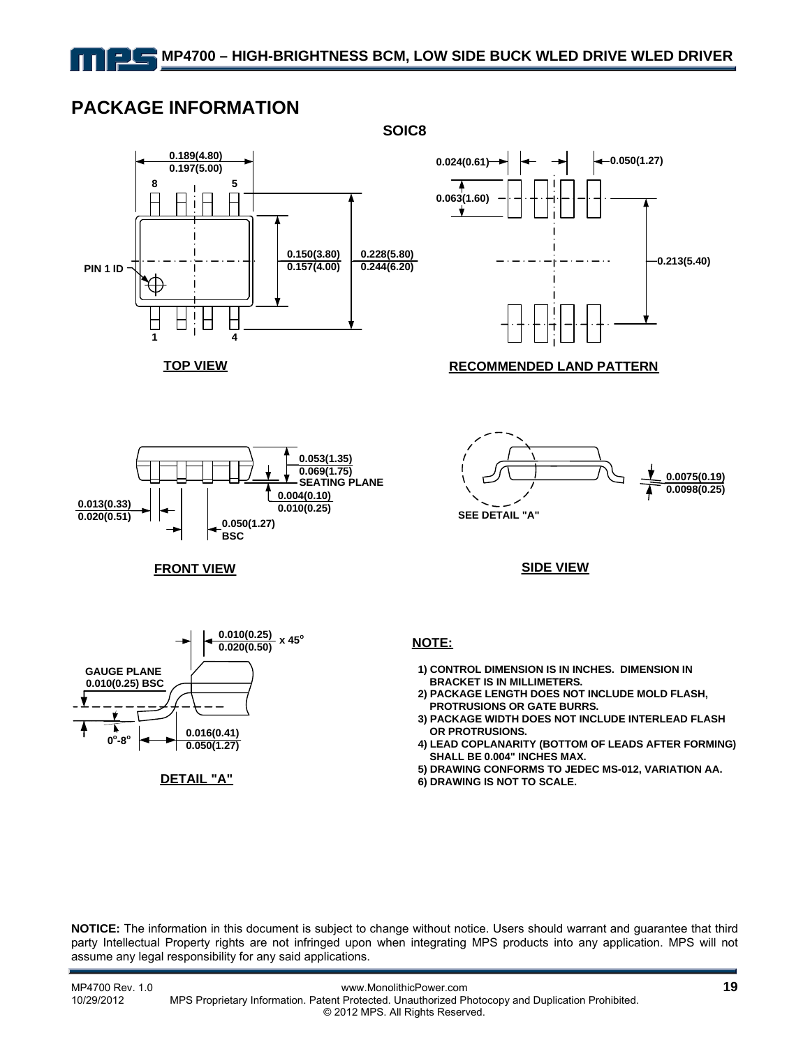# PACKAGE INFORMATION

**SOIC8**

0.189(4.80)
0.197(5.00)

8
5

PIN 1 ID

0.150(3.80)
0.157(4.00)

0.228(5.80)
0.244(6.20)

1
4

**TOP VIEW**

0.024(0.61)
0.050(1.27)
0.063(1.60)
0.213(5.40)

**RECOMMENDED LAND PATTERN**

0.053(1.35)
0.069(1.75)
SEATING PLANE
0.004(0.10)
0.010(0.25)
0.013(0.33)
0.020(0.51)
0.050(1.27)
BSC

**FRONT VIEW**

SEE DETAIL "A"
0.0075(0.19)
0.0098(0.25)

**SIDE VIEW**

0.010(0.25)
0.020(0.50) x 45°
GAUGE PLANE
0.010(0.25) BSC
0°-8°
0.016(0.41)
0.050(1.27)

**DETAIL "A"**

**NOTE:**

1) CONTROL DIMENSION IS IN INCHES. DIMENSION IN BRACKET IS IN MILLIMETERS.
2) PACKAGE LENGTH DOES NOT INCLUDE MOLD FLASH, PROTRUSIONS OR GATE BURRS.
3) PACKAGE WIDTH DOES NOT INCLUDE INTERLEAD FLASH OR PROTRUSIONS.
4) LEAD COPLANARITY (BOTTOM OF LEADS AFTER FORMING) SHALL BE 0.004" INCHES MAX.
5) DRAWING CONFORMS TO JEDEC MS-012, VARIATION AA.
6) DRAWING IS NOT TO SCALE.

**NOTICE:** The information in this document is subject to change without notice. Users should warrant and guarantee that third party Intellectual Property rights are not infringed upon when integrating MPS products into any application. MPS will not assume any legal responsibility for any said applications.